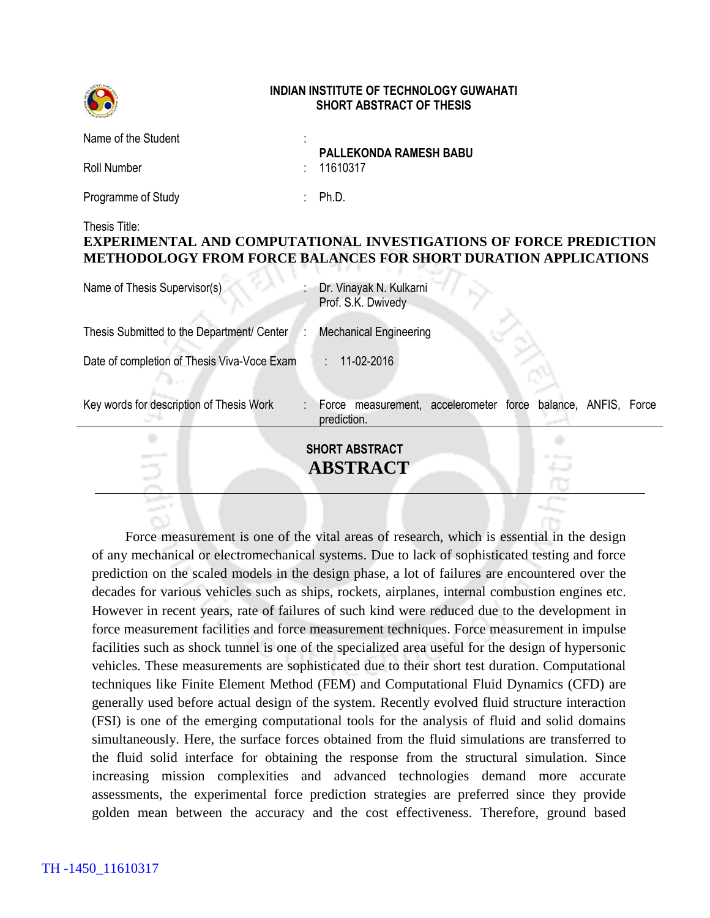**INDIAN INSTITUTE OF TECHNOLOGY GUWAHATI**
**SHORT ABSTRACT OF THESIS**

| | | |
|---|---|---|
| Name of the Student | : | **PALLEKONDA RAMESH BABU** |
| Roll Number | : | 11610317 |
| Programme of Study | : | Ph.D. |

Thesis Title:
**EXPERIMENTAL AND COMPUTATIONAL INVESTIGATIONS OF FORCE PREDICTION METHODOLOGY FROM FORCE BALANCES FOR SHORT DURATION APPLICATIONS**

| | | |
|---|---|---|
| Name of Thesis Supervisor(s) | : | Dr. Vinayak N. Kulkarni<br>Prof. S.K. Dwivedy |
| Thesis Submitted to the Department/ Center | : | Mechanical Engineering |
| Date of completion of Thesis Viva-Voce Exam | : | 11-02-2016 |
| Key words for description of Thesis Work | : | Force measurement, accelerometer force balance, ANFIS, Force prediction. |

**SHORT ABSTRACT**

# ABSTRACT

Force measurement is one of the vital areas of research, which is essential in the design of any mechanical or electromechanical systems. Due to lack of sophisticated testing and force prediction on the scaled models in the design phase, a lot of failures are encountered over the decades for various vehicles such as ships, rockets, airplanes, internal combustion engines etc. However in recent years, rate of failures of such kind were reduced due to the development in force measurement facilities and force measurement techniques. Force measurement in impulse facilities such as shock tunnel is one of the specialized area useful for the design of hypersonic vehicles. These measurements are sophisticated due to their short test duration. Computational techniques like Finite Element Method (FEM) and Computational Fluid Dynamics (CFD) are generally used before actual design of the system. Recently evolved fluid structure interaction (FSI) is one of the emerging computational tools for the analysis of fluid and solid domains simultaneously. Here, the surface forces obtained from the fluid simulations are transferred to the fluid solid interface for obtaining the response from the structural simulation. Since increasing mission complexities and advanced technologies demand more accurate assessments, the experimental force prediction strategies are preferred since they provide golden mean between the accuracy and the cost effectiveness. Therefore, ground based

TH -1450_11610317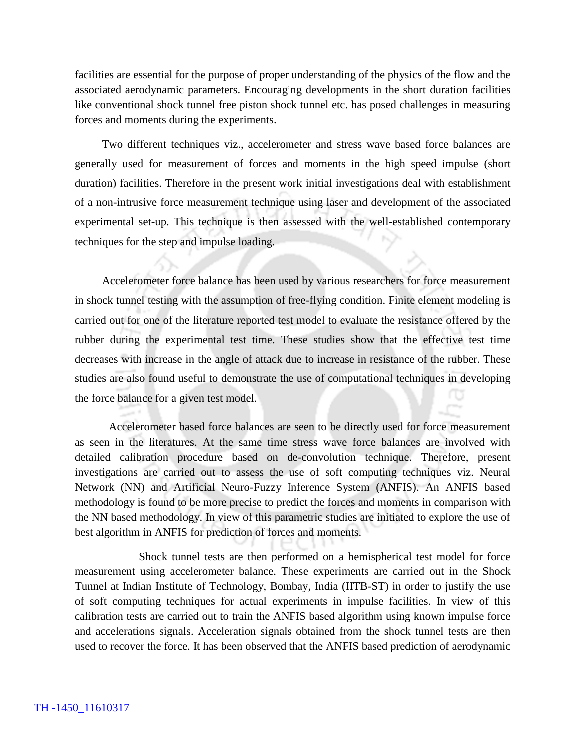facilities are essential for the purpose of proper understanding of the physics of the flow and the associated aerodynamic parameters. Encouraging developments in the short duration facilities like conventional shock tunnel free piston shock tunnel etc. has posed challenges in measuring forces and moments during the experiments.

Two different techniques viz., accelerometer and stress wave based force balances are generally used for measurement of forces and moments in the high speed impulse (short duration) facilities. Therefore in the present work initial investigations deal with establishment of a non-intrusive force measurement technique using laser and development of the associated experimental set-up. This technique is then assessed with the well-established contemporary techniques for the step and impulse loading.

Accelerometer force balance has been used by various researchers for force measurement in shock tunnel testing with the assumption of free-flying condition. Finite element modeling is carried out for one of the literature reported test model to evaluate the resistance offered by the rubber during the experimental test time. These studies show that the effective test time decreases with increase in the angle of attack due to increase in resistance of the rubber. These studies are also found useful to demonstrate the use of computational techniques in developing the force balance for a given test model.

Accelerometer based force balances are seen to be directly used for force measurement as seen in the literatures. At the same time stress wave force balances are involved with detailed calibration procedure based on de-convolution technique. Therefore, present investigations are carried out to assess the use of soft computing techniques viz. Neural Network (NN) and Artificial Neuro-Fuzzy Inference System (ANFIS). An ANFIS based methodology is found to be more precise to predict the forces and moments in comparison with the NN based methodology. In view of this parametric studies are initiated to explore the use of best algorithm in ANFIS for prediction of forces and moments.

Shock tunnel tests are then performed on a hemispherical test model for force measurement using accelerometer balance. These experiments are carried out in the Shock Tunnel at Indian Institute of Technology, Bombay, India (IITB-ST) in order to justify the use of soft computing techniques for actual experiments in impulse facilities. In view of this calibration tests are carried out to train the ANFIS based algorithm using known impulse force and accelerations signals. Acceleration signals obtained from the shock tunnel tests are then used to recover the force. It has been observed that the ANFIS based prediction of aerodynamic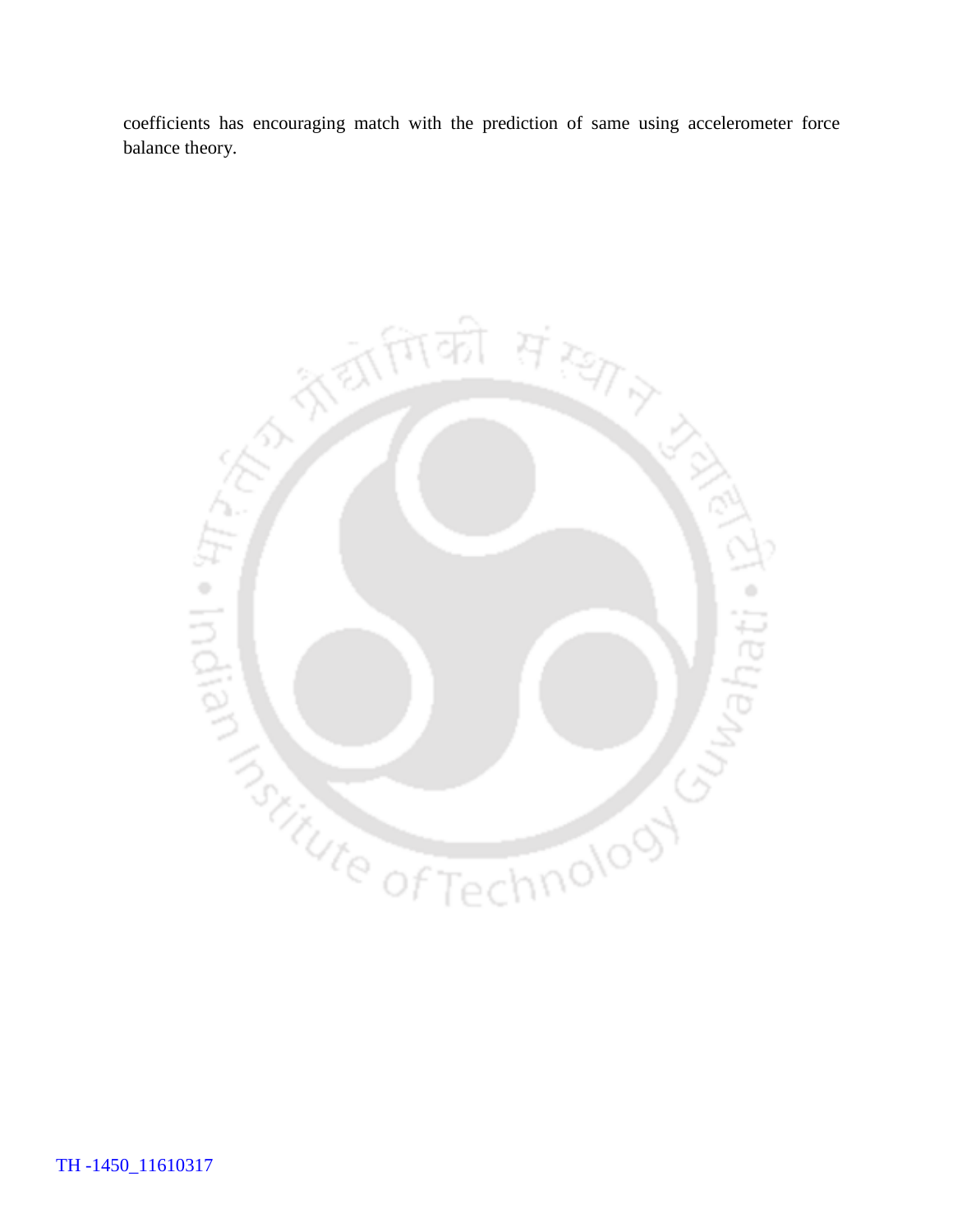coefficients has encouraging match with the prediction of same using accelerometer force balance theory.